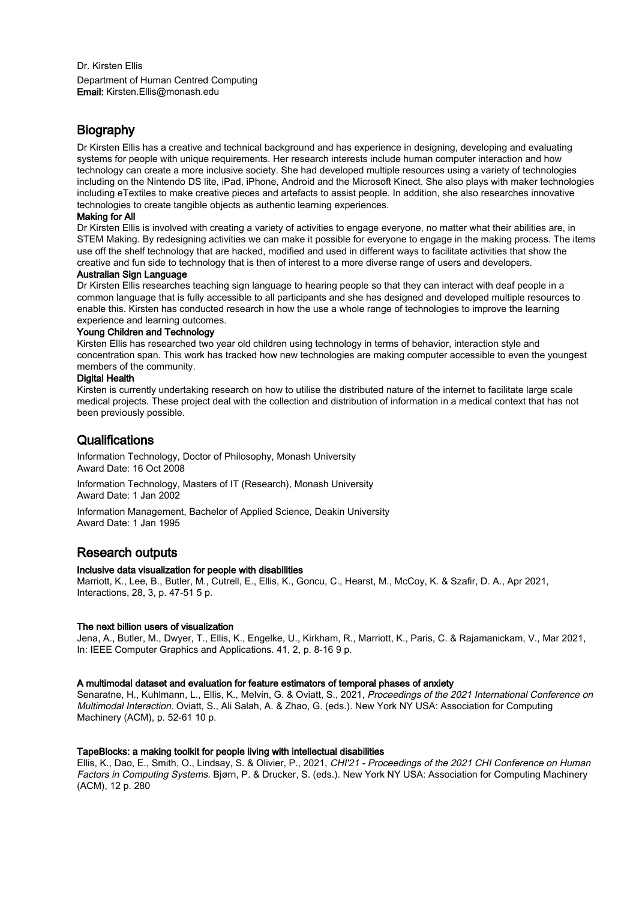Dr. Kirsten Ellis

Department of Human Centred Computing

**Email:** Kirsten.Ellis@monash.edu

## Biography

Dr Kirsten Ellis has a creative and technical background and has experience in designing, developing and evaluating systems for people with unique requirements. Her research interests include human computer interaction and how technology can create a more inclusive society. She had developed multiple resources using a variety of technologies including on the Nintendo DS lite, iPad, iPhone, Android and the Microsoft Kinect. She also plays with maker technologies including eTextiles to make creative pieces and artefacts to assist people. In addition, she also researches innovative technologies to create tangible objects as authentic learning experiences.

**Making for All**

Dr Kirsten Ellis is involved with creating a variety of activities to engage everyone, no matter what their abilities are, in STEM Making. By redesigning activities we can make it possible for everyone to engage in the making process. The items use off the shelf technology that are hacked, modified and used in different ways to facilitate activities that show the creative and fun side to technology that is then of interest to a more diverse range of users and developers.

**Australian Sign Language**

Dr Kirsten Ellis researches teaching sign language to hearing people so that they can interact with deaf people in a common language that is fully accessible to all participants and she has designed and developed multiple resources to enable this. Kirsten has conducted research in how the use a whole range of technologies to improve the learning experience and learning outcomes.

**Young Children and Technology**

Kirsten Ellis has researched two year old children using technology in terms of behavior, interaction style and concentration span. This work has tracked how new technologies are making computer accessible to even the youngest members of the community.

**Digital Health**

Kirsten is currently undertaking research on how to utilise the distributed nature of the internet to facilitate large scale medical projects. These project deal with the collection and distribution of information in a medical context that has not been previously possible.

## Qualifications

Information Technology, Doctor of Philosophy, Monash University
Award Date: 16 Oct 2008

Information Technology, Masters of IT (Research), Monash University
Award Date: 1 Jan 2002

Information Management, Bachelor of Applied Science, Deakin University
Award Date: 1 Jan 1995

## Research outputs

**Inclusive data visualization for people with disabilities**
Marriott, K., Lee, B., Butler, M., Cutrell, E., Ellis, K., Goncu, C., Hearst, M., McCoy, K. & Szafir, D. A., Apr 2021, Interactions, 28, 3, p. 47-51 5 p.

**The next billion users of visualization**
Jena, A., Butler, M., Dwyer, T., Ellis, K., Engelke, U., Kirkham, R., Marriott, K., Paris, C. & Rajamanickam, V., Mar 2021, In: IEEE Computer Graphics and Applications. 41, 2, p. 8-16 9 p.

**A multimodal dataset and evaluation for feature estimators of temporal phases of anxiety**
Senaratne, H., Kuhlmann, L., Ellis, K., Melvin, G. & Oviatt, S., 2021, *Proceedings of the 2021 International Conference on Multimodal Interaction.* Oviatt, S., Ali Salah, A. & Zhao, G. (eds.). New York NY USA: Association for Computing Machinery (ACM), p. 52-61 10 p.

**TapeBlocks: a making toolkit for people living with intellectual disabilities**
Ellis, K., Dao, E., Smith, O., Lindsay, S. & Olivier, P., 2021, *CHI'21 - Proceedings of the 2021 CHI Conference on Human Factors in Computing Systems.* Bjørn, P. & Drucker, S. (eds.). New York NY USA: Association for Computing Machinery (ACM), 12 p. 280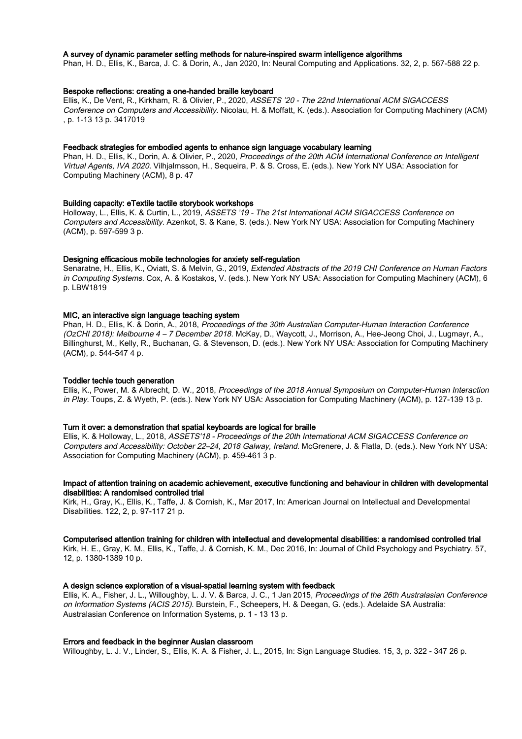**A survey of dynamic parameter setting methods for nature-inspired swarm intelligence algorithms**

Phan, H. D., Ellis, K., Barca, J. C. & Dorin, A., Jan 2020, In: Neural Computing and Applications. 32, 2, p. 567-588 22 p.

**Bespoke reflections: creating a one-handed braille keyboard**

Ellis, K., De Vent, R., Kirkham, R. & Olivier, P., 2020, *ASSETS '20 - The 22nd International ACM SIGACCESS Conference on Computers and Accessibility.* Nicolau, H. & Moffatt, K. (eds.). Association for Computing Machinery (ACM), p. 1-13 13 p. 3417019

**Feedback strategies for embodied agents to enhance sign language vocabulary learning**

Phan, H. D., Ellis, K., Dorin, A. & Olivier, P., 2020, *Proceedings of the 20th ACM International Conference on Intelligent Virtual Agents, IVA 2020.* Vilhjalmsson, H., Sequeira, P. & S. Cross, E. (eds.). New York NY USA: Association for Computing Machinery (ACM), 8 p. 47

**Building capacity: eTextile tactile storybook workshops**

Holloway, L., Ellis, K. & Curtin, L., 2019, *ASSETS '19 - The 21st International ACM SIGACCESS Conference on Computers and Accessibility.* Azenkot, S. & Kane, S. (eds.). New York NY USA: Association for Computing Machinery (ACM), p. 597-599 3 p.

**Designing efficacious mobile technologies for anxiety self-regulation**

Senaratne, H., Ellis, K., Oviatt, S. & Melvin, G., 2019, *Extended Abstracts of the 2019 CHI Conference on Human Factors in Computing Systems.* Cox, A. & Kostakos, V. (eds.). New York NY USA: Association for Computing Machinery (ACM), 6 p. LBW1819

**MIC, an interactive sign language teaching system**

Phan, H. D., Ellis, K. & Dorin, A., 2018, *Proceedings of the 30th Australian Computer-Human Interaction Conference (OzCHI 2018): Melbourne 4 – 7 December 2018.* McKay, D., Waycott, J., Morrison, A., Hee-Jeong Choi, J., Lugmayr, A., Billinghurst, M., Kelly, R., Buchanan, G. & Stevenson, D. (eds.). New York NY USA: Association for Computing Machinery (ACM), p. 544-547 4 p.

**Toddler techie touch generation**

Ellis, K., Power, M. & Albrecht, D. W., 2018, *Proceedings of the 2018 Annual Symposium on Computer-Human Interaction in Play.* Toups, Z. & Wyeth, P. (eds.). New York NY USA: Association for Computing Machinery (ACM), p. 127-139 13 p.

**Turn it over: a demonstration that spatial keyboards are logical for braille**

Ellis, K. & Holloway, L., 2018, *ASSETS'18 - Proceedings of the 20th International ACM SIGACCESS Conference on Computers and Accessibility: October 22–24, 2018 Galway, Ireland.* McGrenere, J. & Flatla, D. (eds.). New York NY USA: Association for Computing Machinery (ACM), p. 459-461 3 p.

**Impact of attention training on academic achievement, executive functioning and behaviour in children with developmental disabilities: A randomised controlled trial**

Kirk, H., Gray, K., Ellis, K., Taffe, J. & Cornish, K., Mar 2017, In: American Journal on Intellectual and Developmental Disabilities. 122, 2, p. 97-117 21 p.

**Computerised attention training for children with intellectual and developmental disabilities: a randomised controlled trial**

Kirk, H. E., Gray, K. M., Ellis, K., Taffe, J. & Cornish, K. M., Dec 2016, In: Journal of Child Psychology and Psychiatry. 57, 12, p. 1380-1389 10 p.

**A design science exploration of a visual-spatial learning system with feedback**

Ellis, K. A., Fisher, J. L., Willoughby, L. J. V. & Barca, J. C., 1 Jan 2015, *Proceedings of the 26th Australasian Conference on Information Systems (ACIS 2015).* Burstein, F., Scheepers, H. & Deegan, G. (eds.). Adelaide SA Australia: Australasian Conference on Information Systems, p. 1 - 13 13 p.

**Errors and feedback in the beginner Auslan classroom**

Willoughby, L. J. V., Linder, S., Ellis, K. A. & Fisher, J. L., 2015, In: Sign Language Studies. 15, 3, p. 322 - 347 26 p.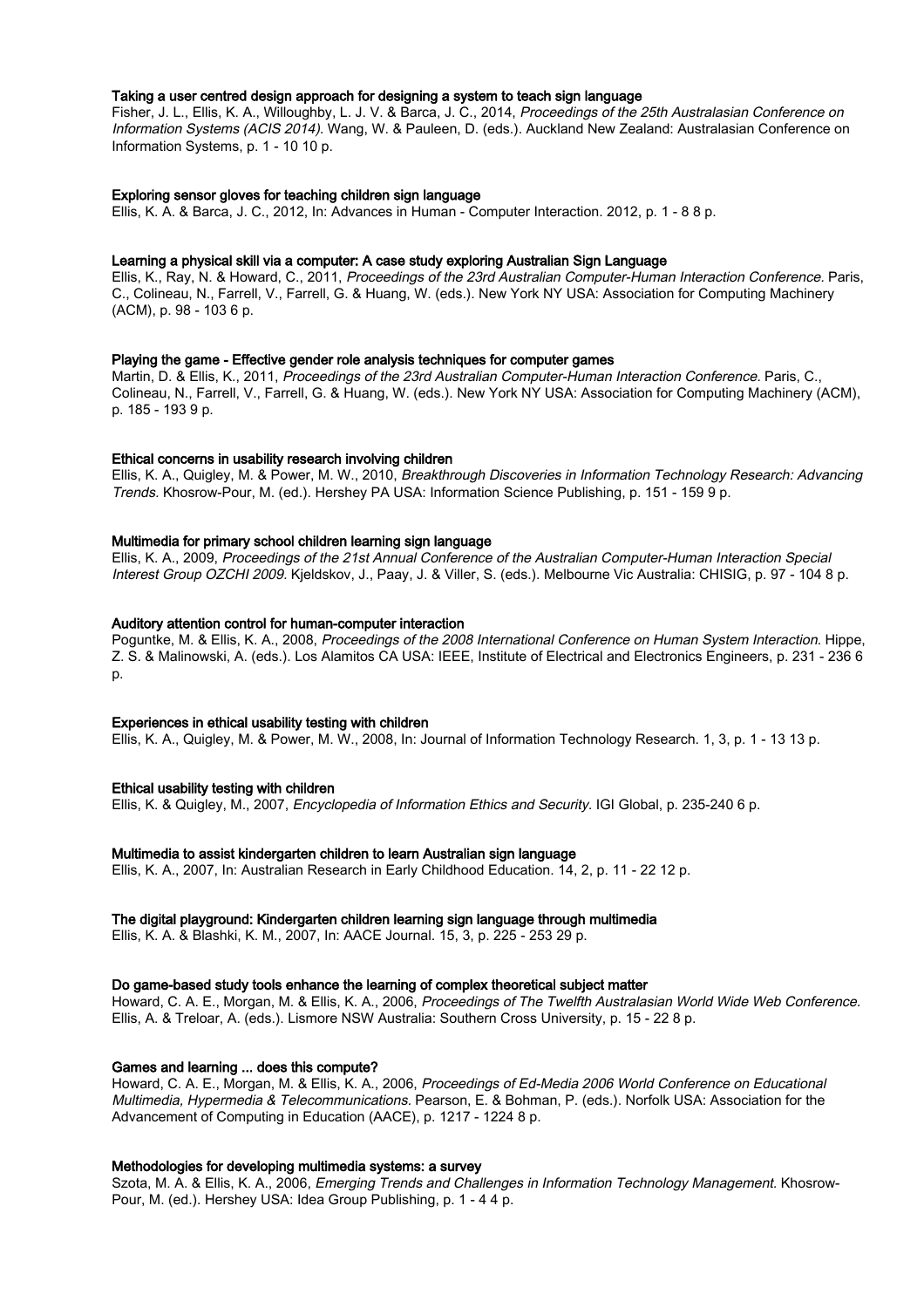**Taking a user centred design approach for designing a system to teach sign language**

Fisher, J. L., Ellis, K. A., Willoughby, L. J. V. & Barca, J. C., 2014, *Proceedings of the 25th Australasian Conference on Information Systems (ACIS 2014).* Wang, W. & Pauleen, D. (eds.). Auckland New Zealand: Australasian Conference on Information Systems, p. 1 - 10 10 p.

**Exploring sensor gloves for teaching children sign language**

Ellis, K. A. & Barca, J. C., 2012, In: Advances in Human - Computer Interaction. 2012, p. 1 - 8 8 p.

**Learning a physical skill via a computer: A case study exploring Australian Sign Language**

Ellis, K., Ray, N. & Howard, C., 2011, *Proceedings of the 23rd Australian Computer-Human Interaction Conference.* Paris, C., Colineau, N., Farrell, V., Farrell, G. & Huang, W. (eds.). New York NY USA: Association for Computing Machinery (ACM), p. 98 - 103 6 p.

**Playing the game - Effective gender role analysis techniques for computer games**

Martin, D. & Ellis, K., 2011, *Proceedings of the 23rd Australian Computer-Human Interaction Conference.* Paris, C., Colineau, N., Farrell, V., Farrell, G. & Huang, W. (eds.). New York NY USA: Association for Computing Machinery (ACM), p. 185 - 193 9 p.

**Ethical concerns in usability research involving children**

Ellis, K. A., Quigley, M. & Power, M. W., 2010, *Breakthrough Discoveries in Information Technology Research: Advancing Trends.* Khosrow-Pour, M. (ed.). Hershey PA USA: Information Science Publishing, p. 151 - 159 9 p.

**Multimedia for primary school children learning sign language**

Ellis, K. A., 2009, *Proceedings of the 21st Annual Conference of the Australian Computer-Human Interaction Special Interest Group OZCHI 2009.* Kjeldskov, J., Paay, J. & Viller, S. (eds.). Melbourne Vic Australia: CHISIG, p. 97 - 104 8 p.

**Auditory attention control for human-computer interaction**

Poguntke, M. & Ellis, K. A., 2008, *Proceedings of the 2008 International Conference on Human System Interaction.* Hippe, Z. S. & Malinowski, A. (eds.). Los Alamitos CA USA: IEEE, Institute of Electrical and Electronics Engineers, p. 231 - 236 6 p.

**Experiences in ethical usability testing with children**

Ellis, K. A., Quigley, M. & Power, M. W., 2008, In: Journal of Information Technology Research. 1, 3, p. 1 - 13 13 p.

**Ethical usability testing with children**

Ellis, K. & Quigley, M., 2007, *Encyclopedia of Information Ethics and Security.* IGI Global, p. 235-240 6 p.

**Multimedia to assist kindergarten children to learn Australian sign language**

Ellis, K. A., 2007, In: Australian Research in Early Childhood Education. 14, 2, p. 11 - 22 12 p.

**The digital playground: Kindergarten children learning sign language through multimedia**

Ellis, K. A. & Blashki, K. M., 2007, In: AACE Journal. 15, 3, p. 225 - 253 29 p.

**Do game-based study tools enhance the learning of complex theoretical subject matter**

Howard, C. A. E., Morgan, M. & Ellis, K. A., 2006, *Proceedings of The Twelfth Australasian World Wide Web Conference.* Ellis, A. & Treloar, A. (eds.). Lismore NSW Australia: Southern Cross University, p. 15 - 22 8 p.

**Games and learning ... does this compute?**

Howard, C. A. E., Morgan, M. & Ellis, K. A., 2006, *Proceedings of Ed-Media 2006 World Conference on Educational Multimedia, Hypermedia & Telecommunications.* Pearson, E. & Bohman, P. (eds.). Norfolk USA: Association for the Advancement of Computing in Education (AACE), p. 1217 - 1224 8 p.

**Methodologies for developing multimedia systems: a survey**

Szota, M. A. & Ellis, K. A., 2006, *Emerging Trends and Challenges in Information Technology Management.* Khosrow-Pour, M. (ed.). Hershey USA: Idea Group Publishing, p. 1 - 4 4 p.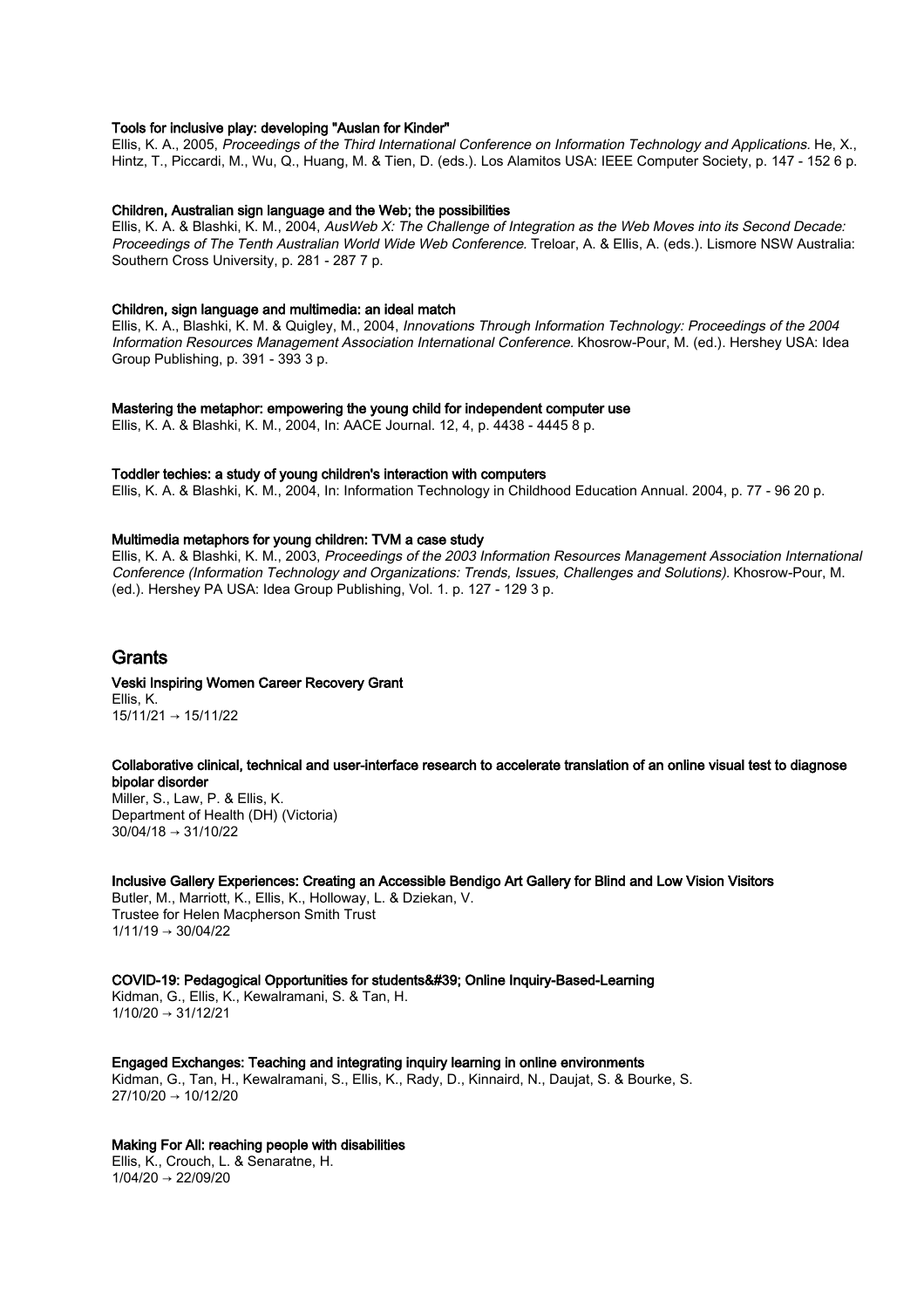**Tools for inclusive play: developing "Auslan for Kinder"**
Ellis, K. A., 2005, *Proceedings of the Third International Conference on Information Technology and Applications.* He, X., Hintz, T., Piccardi, M., Wu, Q., Huang, M. & Tien, D. (eds.). Los Alamitos USA: IEEE Computer Society, p. 147 - 152 6 p.

**Children, Australian sign language and the Web; the possibilities**
Ellis, K. A. & Blashki, K. M., 2004, *AusWeb X: The Challenge of Integration as the Web Moves into its Second Decade: Proceedings of The Tenth Australian World Wide Web Conference.* Treloar, A. & Ellis, A. (eds.). Lismore NSW Australia: Southern Cross University, p. 281 - 287 7 p.

**Children, sign language and multimedia: an ideal match**
Ellis, K. A., Blashki, K. M. & Quigley, M., 2004, *Innovations Through Information Technology: Proceedings of the 2004 Information Resources Management Association International Conference.* Khosrow-Pour, M. (ed.). Hershey USA: Idea Group Publishing, p. 391 - 393 3 p.

**Mastering the metaphor: empowering the young child for independent computer use**
Ellis, K. A. & Blashki, K. M., 2004, In: AACE Journal. 12, 4, p. 4438 - 4445 8 p.

**Toddler techies: a study of young children's interaction with computers**
Ellis, K. A. & Blashki, K. M., 2004, In: Information Technology in Childhood Education Annual. 2004, p. 77 - 96 20 p.

**Multimedia metaphors for young children: TVM a case study**
Ellis, K. A. & Blashki, K. M., 2003, *Proceedings of the 2003 Information Resources Management Association International Conference (Information Technology and Organizations: Trends, Issues, Challenges and Solutions).* Khosrow-Pour, M. (ed.). Hershey PA USA: Idea Group Publishing, Vol. 1. p. 127 - 129 3 p.

## Grants

**Veski Inspiring Women Career Recovery Grant**
Ellis, K.
15/11/21 → 15/11/22

**Collaborative clinical, technical and user-interface research to accelerate translation of an online visual test to diagnose bipolar disorder**
Miller, S., Law, P. & Ellis, K.
Department of Health (DH) (Victoria)
30/04/18 → 31/10/22

**Inclusive Gallery Experiences: Creating an Accessible Bendigo Art Gallery for Blind and Low Vision Visitors**
Butler, M., Marriott, K., Ellis, K., Holloway, L. & Dziekan, V.
Trustee for Helen Macpherson Smith Trust
1/11/19 → 30/04/22

**COVID-19: Pedagogical Opportunities for students&#39; Online Inquiry-Based-Learning**
Kidman, G., Ellis, K., Kewalramani, S. & Tan, H.
1/10/20 → 31/12/21

**Engaged Exchanges: Teaching and integrating inquiry learning in online environments**
Kidman, G., Tan, H., Kewalramani, S., Ellis, K., Rady, D., Kinnaird, N., Daujat, S. & Bourke, S.
27/10/20 → 10/12/20

**Making For All: reaching people with disabilities**
Ellis, K., Crouch, L. & Senaratne, H.
1/04/20 → 22/09/20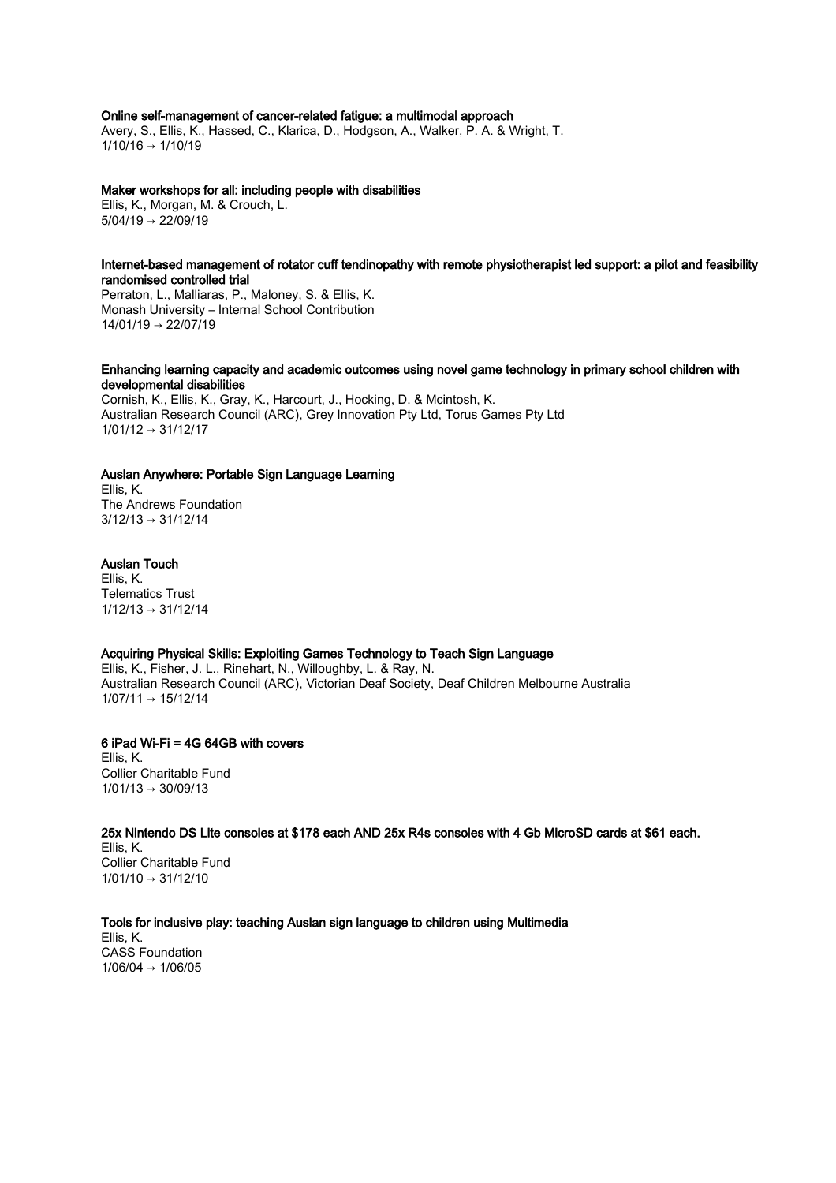**Online self-management of cancer-related fatigue: a multimodal approach**
Avery, S., Ellis, K., Hassed, C., Klarica, D., Hodgson, A., Walker, P. A. & Wright, T.
1/10/16 → 1/10/19

**Maker workshops for all: including people with disabilities**
Ellis, K., Morgan, M. & Crouch, L.
5/04/19 → 22/09/19

**Internet-based management of rotator cuff tendinopathy with remote physiotherapist led support: a pilot and feasibility randomised controlled trial**
Perraton, L., Malliaras, P., Maloney, S. & Ellis, K.
Monash University – Internal School Contribution
14/01/19 → 22/07/19

**Enhancing learning capacity and academic outcomes using novel game technology in primary school children with developmental disabilities**
Cornish, K., Ellis, K., Gray, K., Harcourt, J., Hocking, D. & Mcintosh, K.
Australian Research Council (ARC), Grey Innovation Pty Ltd, Torus Games Pty Ltd
1/01/12 → 31/12/17

**Auslan Anywhere: Portable Sign Language Learning**
Ellis, K.
The Andrews Foundation
3/12/13 → 31/12/14

**Auslan Touch**
Ellis, K.
Telematics Trust
1/12/13 → 31/12/14

**Acquiring Physical Skills: Exploiting Games Technology to Teach Sign Language**
Ellis, K., Fisher, J. L., Rinehart, N., Willoughby, L. & Ray, N.
Australian Research Council (ARC), Victorian Deaf Society, Deaf Children Melbourne Australia
1/07/11 → 15/12/14

**6 iPad Wi-Fi = 4G 64GB with covers**
Ellis, K.
Collier Charitable Fund
1/01/13 → 30/09/13

**25x Nintendo DS Lite consoles at $178 each AND 25x R4s consoles with 4 Gb MicroSD cards at $61 each.**
Ellis, K.
Collier Charitable Fund
1/01/10 → 31/12/10

**Tools for inclusive play: teaching Auslan sign language to children using Multimedia**
Ellis, K.
CASS Foundation
1/06/04 → 1/06/05